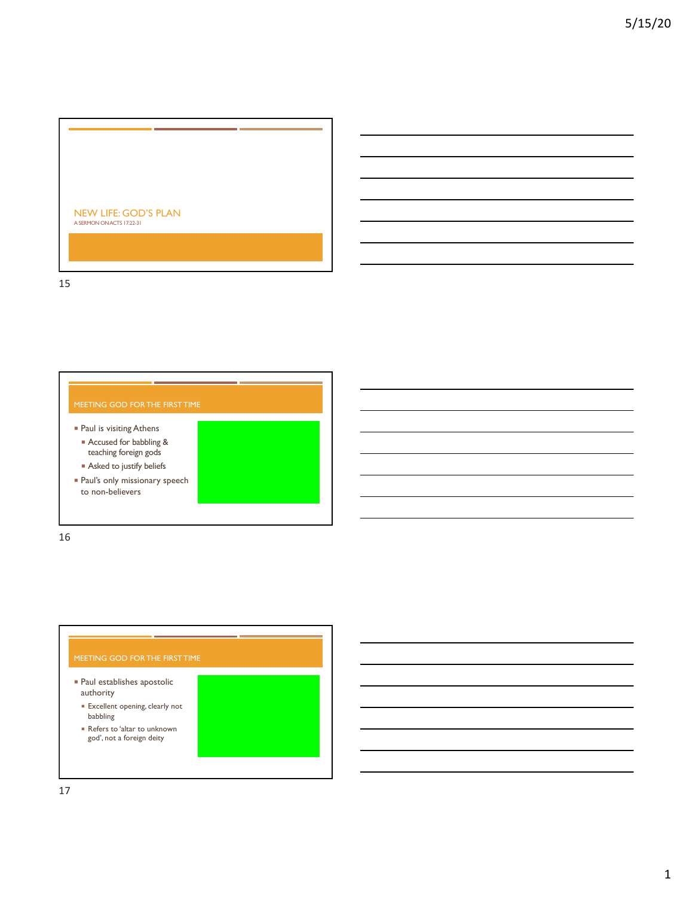# NEW LIFE: GOD'S PLAN

A SERMON ON ACTS 17:22-31

## MEETING GOD FOR THE FIRST TIME

- Paul is visiting Athens
  - Accused for babbling & teaching foreign gods
  - Asked to justify beliefs
- Paul's only missionary speech to non-believers

## MEETING GOD FOR THE FIRST TIME

- Paul establishes apostolic authority
  - Excellent opening, clearly not babbling
  - Refers to 'altar to unknown god', not a foreign deity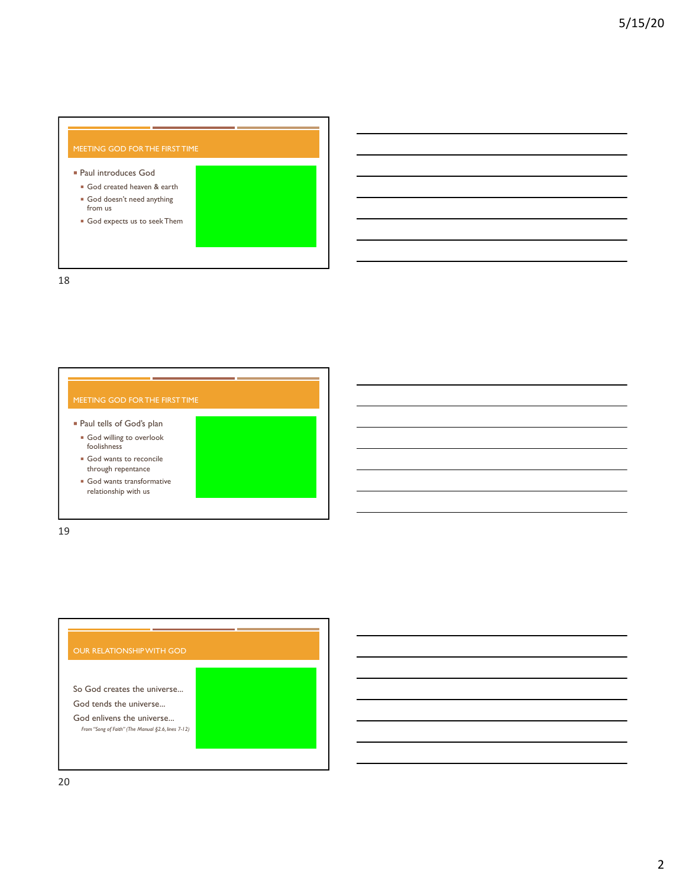## MEETING GOD FOR THE FIRST TIME

- Paul introduces God
  - God created heaven & earth
  - God doesn't need anything from us
  - God expects us to seek Them

18

## MEETING GOD FOR THE FIRST TIME

- Paul tells of God's plan
  - God willing to overlook foolishness
  - God wants to reconcile through repentance
  - God wants transformative relationship with us

19

## OUR RELATIONSHIP WITH GOD

So God creates the universe…

God tends the universe…

God enlivens the universe…

*From "Song of Faith" (The Manual §2.6, lines 7-12)*

20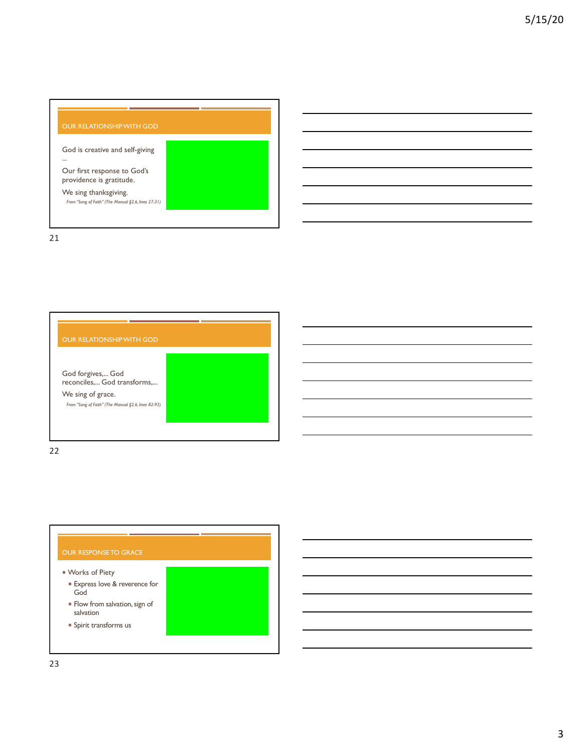## OUR RELATIONSHIP WITH GOD

God is creative and self-giving …

Our first response to God's providence is gratitude.

We sing thanksgiving.

*From "Song of Faith" (The Manual §2.6, lines 27-31)*

## OUR RELATIONSHIP WITH GOD

God forgives,… God reconciles,… God transforms,…

We sing of grace.

*From "Song of Faith" (The Manual §2.6, lines 82-93)*

## OUR RESPONSE TO GRACE

- Works of Piety
  - Express love & reverence for God
  - Flow from salvation, sign of salvation
  - Spirit transforms us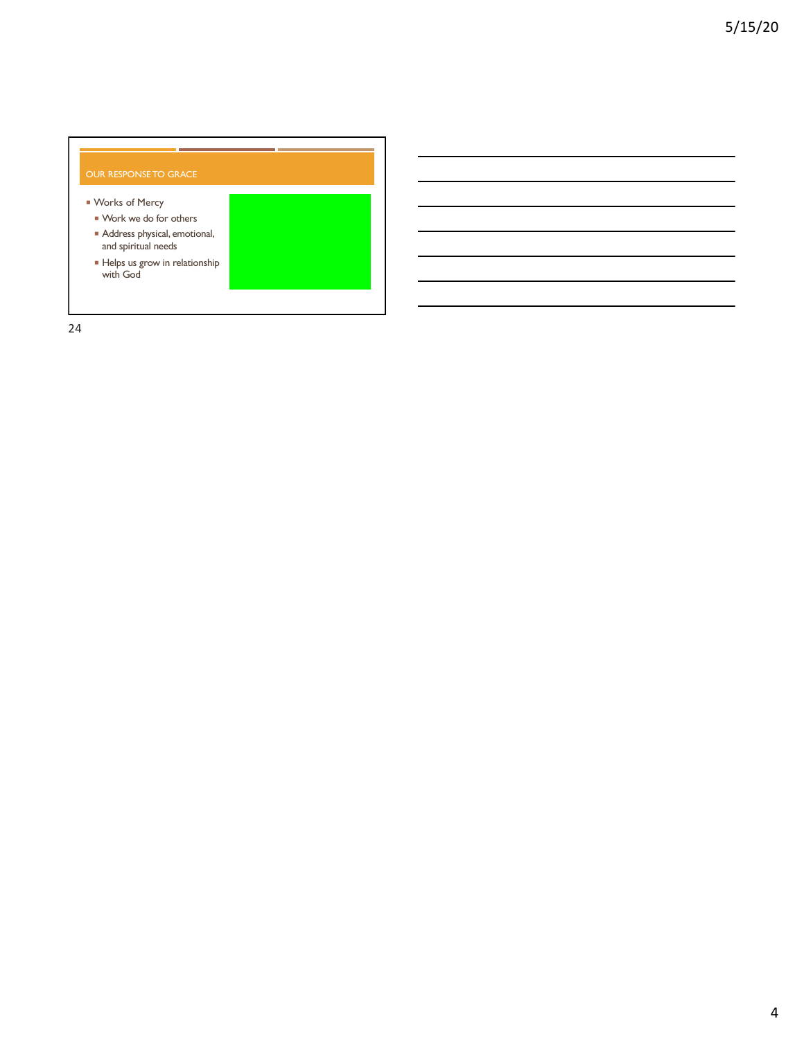## OUR RESPONSE TO GRACE

- Works of Mercy
  - Work we do for others
  - Address physical, emotional, and spiritual needs
  - Helps us grow in relationship with God